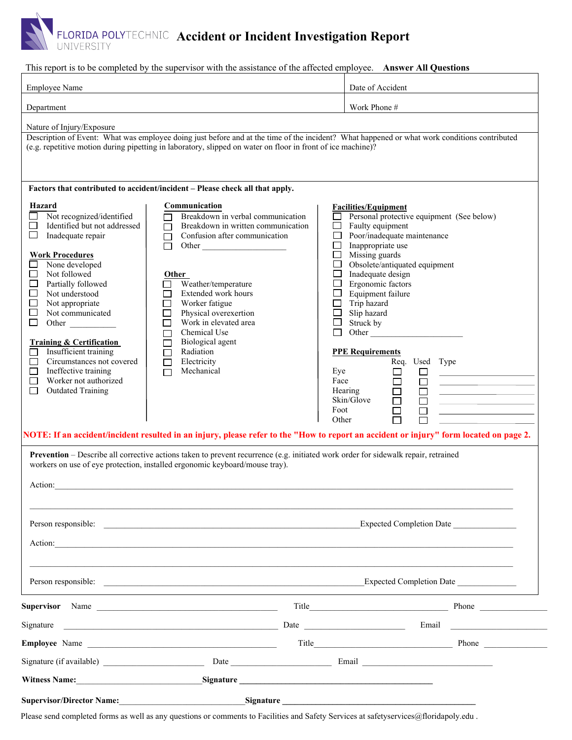# FLORIDA POLYTECHNIC UNIVERSITY Accident or Incident Investigation Report

This report is to be completed by the supervisor with the assistance of the affected employee. **Answer All Questions**

| Employee Name | Date of Accident |
|---|---|
| Department | Work Phone # |

Nature of Injury/Exposure

Description of Event: What was employee doing just before and at the time of the incident? What happened or what work conditions contributed (e.g. repetitive motion during pipetting in laboratory, slipped on water on floor in front of ice machine)?

**Factors that contributed to accident/incident – Please check all that apply.**

**Hazard**

- ☐ Not recognized/identified
- ☐ Identified but not addressed
- ☐ Inadequate repair

**Work Procedures**

- ☐ None developed
- ☐ Not followed
- ☐ Partially followed
- ☐ Not understood
- ☐ Not appropriate
- ☐ Not communicated
- ☐ Other ___________

**Training & Certification**

- ☐ Insufficient training
- ☐ Circumstances not covered
- ☐ Ineffective training
- ☐ Worker not authorized
- ☐ Outdated Training

**Communication**

- ☐ Breakdown in verbal communication
- ☐ Breakdown in written communication
- ☐ Confusion after communication
- ☐ Other ___________________

**Other**

- ☐ Weather/temperature
- ☐ Extended work hours
- ☐ Worker fatigue
- ☐ Physical overexertion
- ☐ Work in elevated area
- ☐ Chemical Use
- ☐ Biological agent
- ☐ Radiation
- ☐ Electricity
- ☐ Mechanical

**Facilities/Equipment**

- ☐ Personal protective equipment (See below)
- ☐ Faulty equipment
- ☐ Poor/inadequate maintenance
- ☐ Inappropriate use
- ☐ Missing guards
- ☐ Obsolete/antiquated equipment
- ☐ Inadequate design
- ☐ Ergonomic factors
- ☐ Equipment failure
- ☐ Trip hazard
- ☐ Slip hazard
- ☐ Struck by
- ☐ Other _____________________

**PPE Requirements**

| | Req. | Used | Type |
|---|---|---|---|
| Eye | ☐ | ☐ | ____________ |
| Face | ☐ | ☐ | ____________ |
| Hearing | ☐ | ☐ | ____________ |
| Skin/Glove | ☐ | ☐ | ____________ |
| Foot | ☐ | ☐ | ____________ |
| Other | ☐ | ☐ | ____________ |

**NOTE: If an accident/incident resulted in an injury, please refer to the "How to report an accident or injury" form located on page 2.**

**Prevention** – Describe all corrective actions taken to prevent recurrence (e.g. initiated work order for sidewalk repair, retrained workers on use of eye protection, installed ergonomic keyboard/mouse tray).

Action:_______________________________________________________________________

_______________________________________________________________________

Person responsible: ______________________________________ Expected Completion Date ____________

Action:_______________________________________________________________________

_______________________________________________________________________

Person responsible: ______________________________________ Expected Completion Date ____________

**Supervisor** Name ______________________________ Title ______________________________ Phone ____________

Signature ______________________________ Date ____________________ Email ____________________

**Employee** Name ______________________________ Title ______________________________ Phone ____________

Signature (if available) ____________________ Date ____________________ Email ____________________

**Witness Name:**______________________________ **Signature** ______________________________

**Supervisor/Director Name:**______________________________ **Signature** ______________________________

Please send completed forms as well as any questions or comments to Facilities and Safety Services at safetyservices@floridapoly.edu .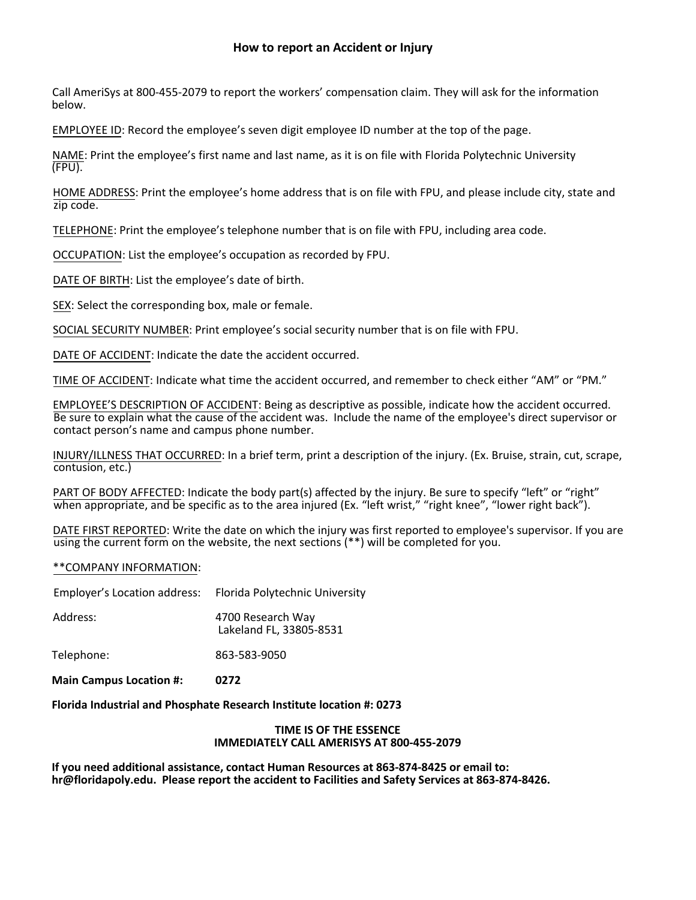## How to report an Accident or Injury

Call AmeriSys at 800-455-2079 to report the workers' compensation claim. They will ask for the information below.

EMPLOYEE ID: Record the employee's seven digit employee ID number at the top of the page.

NAME: Print the employee's first name and last name, as it is on file with Florida Polytechnic University (FPU).

HOME ADDRESS: Print the employee's home address that is on file with FPU, and please include city, state and zip code.

TELEPHONE: Print the employee's telephone number that is on file with FPU, including area code.

OCCUPATION: List the employee's occupation as recorded by FPU.

DATE OF BIRTH: List the employee's date of birth.

SEX: Select the corresponding box, male or female.

SOCIAL SECURITY NUMBER: Print employee's social security number that is on file with FPU.

DATE OF ACCIDENT: Indicate the date the accident occurred.

TIME OF ACCIDENT: Indicate what time the accident occurred, and remember to check either "AM" or "PM."

EMPLOYEE'S DESCRIPTION OF ACCIDENT: Being as descriptive as possible, indicate how the accident occurred. Be sure to explain what the cause of the accident was. Include the name of the employee's direct supervisor or contact person's name and campus phone number.

INJURY/ILLNESS THAT OCCURRED: In a brief term, print a description of the injury. (Ex. Bruise, strain, cut, scrape, contusion, etc.)

PART OF BODY AFFECTED: Indicate the body part(s) affected by the injury. Be sure to specify "left" or "right" when appropriate, and be specific as to the area injured (Ex. "left wrist," "right knee", "lower right back").

DATE FIRST REPORTED: Write the date on which the injury was first reported to employee's supervisor. If you are using the current form on the website, the next sections (**) will be completed for you.

**COMPANY INFORMATION:

| | |
|---|---|
| Employer's Location address: | Florida Polytechnic University |
| Address: | 4700 Research Way<br>Lakeland FL, 33805-8531 |
| Telephone: | 863-583-9050 |
| **Main Campus Location #:** | **0272** |

**Florida Industrial and Phosphate Research Institute location #: 0273**

**TIME IS OF THE ESSENCE**
**IMMEDIATELY CALL AMERISYS AT 800-455-2079**

**If you need additional assistance, contact Human Resources at 863-874-8425 or email to: hr@floridapoly.edu. Please report the accident to Facilities and Safety Services at 863-874-8426.**